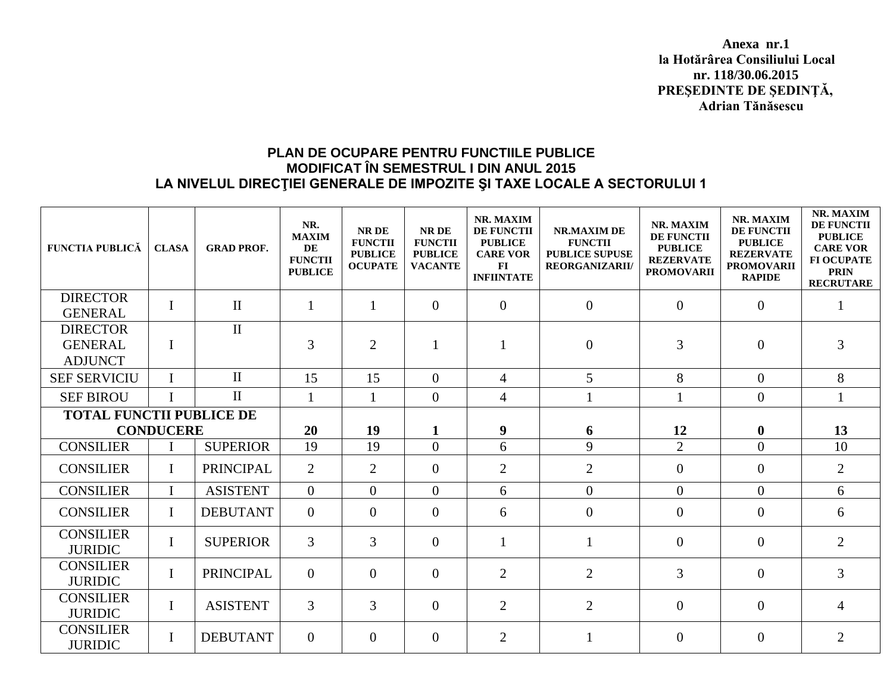**Anexa nr.1**
**la Hotărârea Consiliului Local**
**nr. 118/30.06.2015**
**PREŞEDINTE DE ŞEDINȚĂ,**
**Adrian Tănăsescu**

## PLAN DE OCUPARE PENTRU FUNCTIILE PUBLICE MODIFICAT ÎN SEMESTRUL I DIN ANUL 2015 LA NIVELUL DIRECŢIEI GENERALE DE IMPOZITE ŞI TAXE LOCALE A SECTORULUI 1

| FUNCTIA PUBLICĂ | CLASA | GRAD PROF. | NR. MAXIM DE FUNCTII PUBLICE | NR DE FUNCTII PUBLICE OCUPATE | NR DE FUNCTII PUBLICE VACANTE | NR. MAXIM DE FUNCTII PUBLICE CARE VOR FI INFIINTATE | NR.MAXIM DE FUNCTII PUBLICE SUPUSE REORGANIZARII/ | NR. MAXIM DE FUNCTII PUBLICE REZERVATE PROMOVARII | NR. MAXIM DE FUNCTII PUBLICE REZERVATE PROMOVARII RAPIDE | NR. MAXIM DE FUNCTII PUBLICE CARE VOR FI OCUPATE PRIN RECRUTARE |
|---|---|---|---|---|---|---|---|---|---|---|
| DIRECTOR GENERAL | I | II | 1 | 1 | 0 | 0 | 0 | 0 | 0 | 1 |
| DIRECTOR GENERAL ADJUNCT | I | II | 3 | 2 | 1 | 1 | 0 | 3 | 0 | 3 |
| SEF SERVICIU | I | II | 15 | 15 | 0 | 4 | 5 | 8 | 0 | 8 |
| SEF BIROU | I | II | 1 | 1 | 0 | 4 | 1 | 1 | 0 | 1 |
| **TOTAL FUNCTII PUBLICE DE CONDUCERE** | | | **20** | **19** | **1** | **9** | **6** | **12** | **0** | **13** |
| CONSILIER | I | SUPERIOR | 19 | 19 | 0 | 6 | 9 | 2 | 0 | 10 |
| CONSILIER | I | PRINCIPAL | 2 | 2 | 0 | 2 | 2 | 0 | 0 | 2 |
| CONSILIER | I | ASISTENT | 0 | 0 | 0 | 6 | 0 | 0 | 0 | 6 |
| CONSILIER | I | DEBUTANT | 0 | 0 | 0 | 6 | 0 | 0 | 0 | 6 |
| CONSILIER JURIDIC | I | SUPERIOR | 3 | 3 | 0 | 1 | 1 | 0 | 0 | 2 |
| CONSILIER JURIDIC | I | PRINCIPAL | 0 | 0 | 0 | 2 | 2 | 3 | 0 | 3 |
| CONSILIER JURIDIC | I | ASISTENT | 3 | 3 | 0 | 2 | 2 | 0 | 0 | 4 |
| CONSILIER JURIDIC | I | DEBUTANT | 0 | 0 | 0 | 2 | 1 | 0 | 0 | 2 |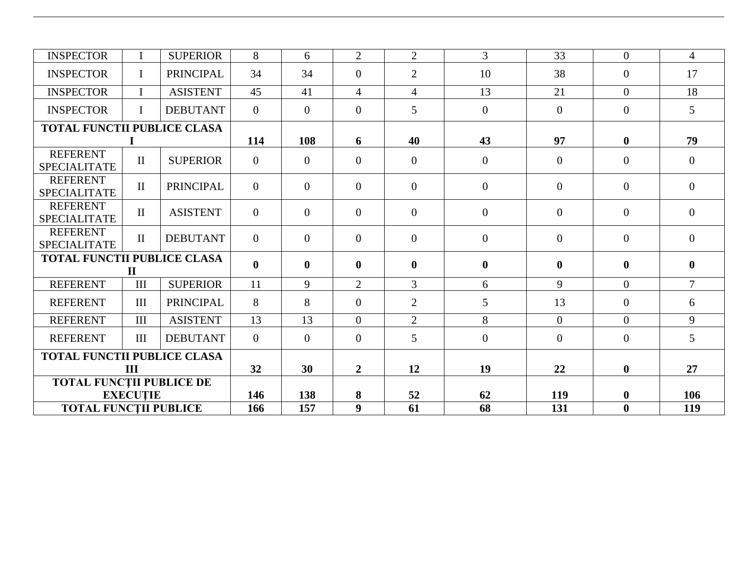| | | | | | | | | | | |
|---|---|---|---|---|---|---|---|---|---|---|
| INSPECTOR | I | SUPERIOR | 8 | 6 | 2 | 2 | 3 | 33 | 0 | 4 |
| INSPECTOR | I | PRINCIPAL | 34 | 34 | 0 | 2 | 10 | 38 | 0 | 17 |
| INSPECTOR | I | ASISTENT | 45 | 41 | 4 | 4 | 13 | 21 | 0 | 18 |
| INSPECTOR | I | DEBUTANT | 0 | 0 | 0 | 5 | 0 | 0 | 0 | 5 |
| **TOTAL FUNCTII PUBLICE CLASA I** | | | **114** | **108** | **6** | **40** | **43** | **97** | **0** | **79** |
| REFERENT SPECIALITATE | II | SUPERIOR | 0 | 0 | 0 | 0 | 0 | 0 | 0 | 0 |
| REFERENT SPECIALITATE | II | PRINCIPAL | 0 | 0 | 0 | 0 | 0 | 0 | 0 | 0 |
| REFERENT SPECIALITATE | II | ASISTENT | 0 | 0 | 0 | 0 | 0 | 0 | 0 | 0 |
| REFERENT SPECIALITATE | II | DEBUTANT | 0 | 0 | 0 | 0 | 0 | 0 | 0 | 0 |
| **TOTAL FUNCTII PUBLICE CLASA II** | | | **0** | **0** | **0** | **0** | **0** | **0** | **0** | **0** |
| REFERENT | III | SUPERIOR | 11 | 9 | 2 | 3 | 6 | 9 | 0 | 7 |
| REFERENT | III | PRINCIPAL | 8 | 8 | 0 | 2 | 5 | 13 | 0 | 6 |
| REFERENT | III | ASISTENT | 13 | 13 | 0 | 2 | 8 | 0 | 0 | 9 |
| REFERENT | III | DEBUTANT | 0 | 0 | 0 | 5 | 0 | 0 | 0 | 5 |
| **TOTAL FUNCTII PUBLICE CLASA III** | | | **32** | **30** | **2** | **12** | **19** | **22** | **0** | **27** |
| **TOTAL FUNCȚII PUBLICE DE EXECUȚIE** | | | **146** | **138** | **8** | **52** | **62** | **119** | **0** | **106** |
| **TOTAL FUNCȚII PUBLICE** | | | **166** | **157** | **9** | **61** | **68** | **131** | **0** | **119** |